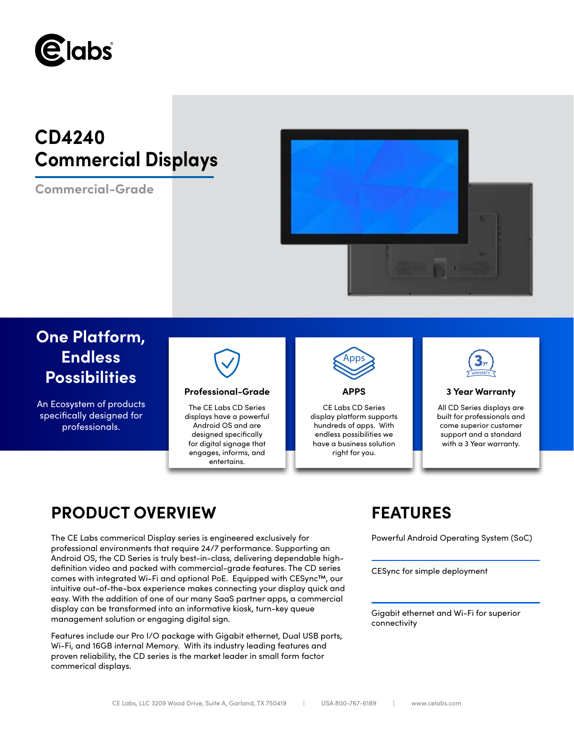# CD4240 Commercial Displays

Commercial-Grade

## One Platform, Endless Possibilities

An Ecosystem of products specifically designed for professionals.

### Professional-Grade

The CE Labs CD Series displays have a powerful Android OS and are designed specifically for digital signage that engages, informs, and entertains.

### APPS

CE Labs CD Series display platform supports hundreds of apps. With endless possibilities we have a business solution right for you.

### 3 Year Warranty

All CD Series displays are built for professionals and come superior customer support and a standard with a 3 Year warranty.

## PRODUCT OVERVIEW

The CE Labs commerical Display series is engineered exclusively for professional environments that require 24/7 performance. Supporting an Android OS, the CD Series is truly best-in-class, delivering dependable high-definition video and packed with commercial-grade features. The CD series comes with integrated Wi-Fi and optional PoE. Equipped with CESync™, our intuitive out-of-the-box experience makes connecting your display quick and easy. With the addition of one of our many SaaS partner apps, a commercial display can be transformed into an informative kiosk, turn-key queue management solution or engaging digital sign.

Features include our Pro I/O package with Gigabit ethernet, Dual USB ports, Wi-Fi, and 16GB internal Memory. With its industry leading features and proven reliability, the CD series is the market leader in small form factor commerical displays.

## FEATURES

Powerful Android Operating System (SoC)

CESync for simple deployment

Gigabit ethernet and Wi-Fi for superior connectivity

CE Labs, LLC 3209 Wood Drive, Suite A, Garland, TX 750419 | USA 800-767-6189 | www.celabs.com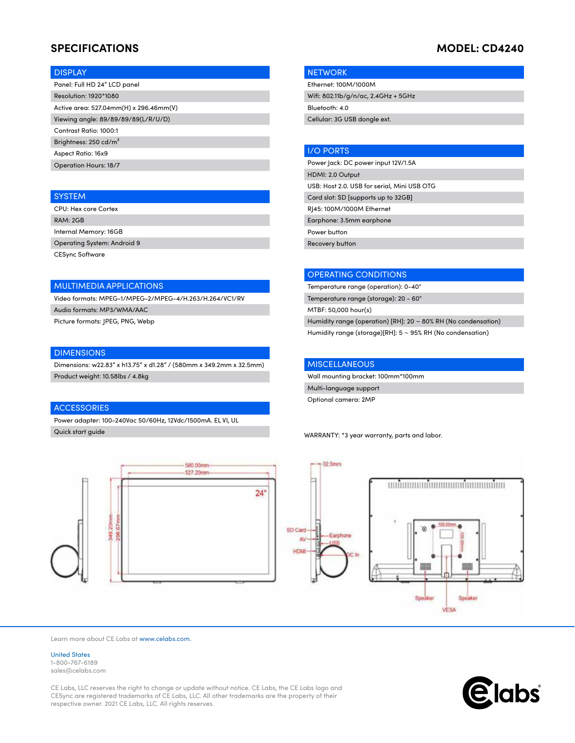## SPECIFICATIONS

## MODEL: CD4240

### DISPLAY

- Panel: Full HD 24" LCD panel
- Resolution: 1920*1080
- Active area: 527.04mm(H) x 296.46mm(V)
- Viewing angle: 89/89/89/89(L/R/U/D)
- Contrast Ratio: 1000:1
- Brightness: 250 cd/m²
- Aspect Ratio: 16x9
- Operation Hours: 18/7

### SYSTEM

- CPU: Hex core Cortex
- RAM: 2GB
- Internal Memory: 16GB
- Operating System: Android 9
- CESync Software

### MULTIMEDIA APPLICATIONS

- Video formats: MPEG-1/MPEG-2/MPEG-4/H.263/H.264/VC1/RV
- Audio formats: MP3/WMA/AAC
- Picture formats: JPEG, PNG, Webp

### DIMENSIONS

- Dimensions: w22.83" x h13.75" x d1.28" / (580mm x 349.2mm x 32.5mm)
- Product weight: 10.58lbs / 4.8kg

### ACCESSORIES

- Power adapter: 100-240Vac 50/60Hz, 12Vdc/1500mA. EL VI, UL
- Quick start guide

### NETWORK

- Ethernet: 100M/1000M
- Wifi: 802.11b/g/n/ac, 2.4GHz + 5GHz
- Bluetooth: 4.0
- Cellular: 3G USB dongle ext.

### I/O PORTS

- Power Jack: DC power input 12V/1.5A
- HDMI: 2.0 Output
- USB: Host 2.0. USB for serial, Mini USB OTG
- Card slot: SD [supports up to 32GB]
- RJ45: 100M/1000M Ethernet
- Earphone: 3.5mm earphone
- Power button
- Recovery button

### OPERATING CONDITIONS

- Temperature range (operation): 0-40°
- Temperature range (storage): 20 - 60°
- MTBF: 50,000 hour(s)
- Humidity range (operation) [RH]: 20 ~ 80% RH (No condensation)
- Humidity range (storage)[RH]: 5 ~ 95% RH (No condensation)

### MISCELLANEOUS

- Wall mounting bracket: 100mm*100mm
- Multi-language support
- Optional camera: 2MP

WARRANTY: *3 year warranty, parts and labor.

580.00mm
527.20mm
24"
349.20mm
296.67mm
32.5mm
SD Card
AV
HDMI
Earphone
USB
DC In
100.00mm
100.00mm
Speaker
Speaker
VESA

Learn more about CE Labs at www.celabs.com.

United States
1-800-767-6189
sales@celabs.com

CE Labs, LLC reserves the right to change or update without notice. CE Labs, the CE Labs logo and CESync are registered trademarks of CE Labs, LLC. All other trademarks are the property of their respective owner. 2021 CE Labs, LLC. All rights reserves.